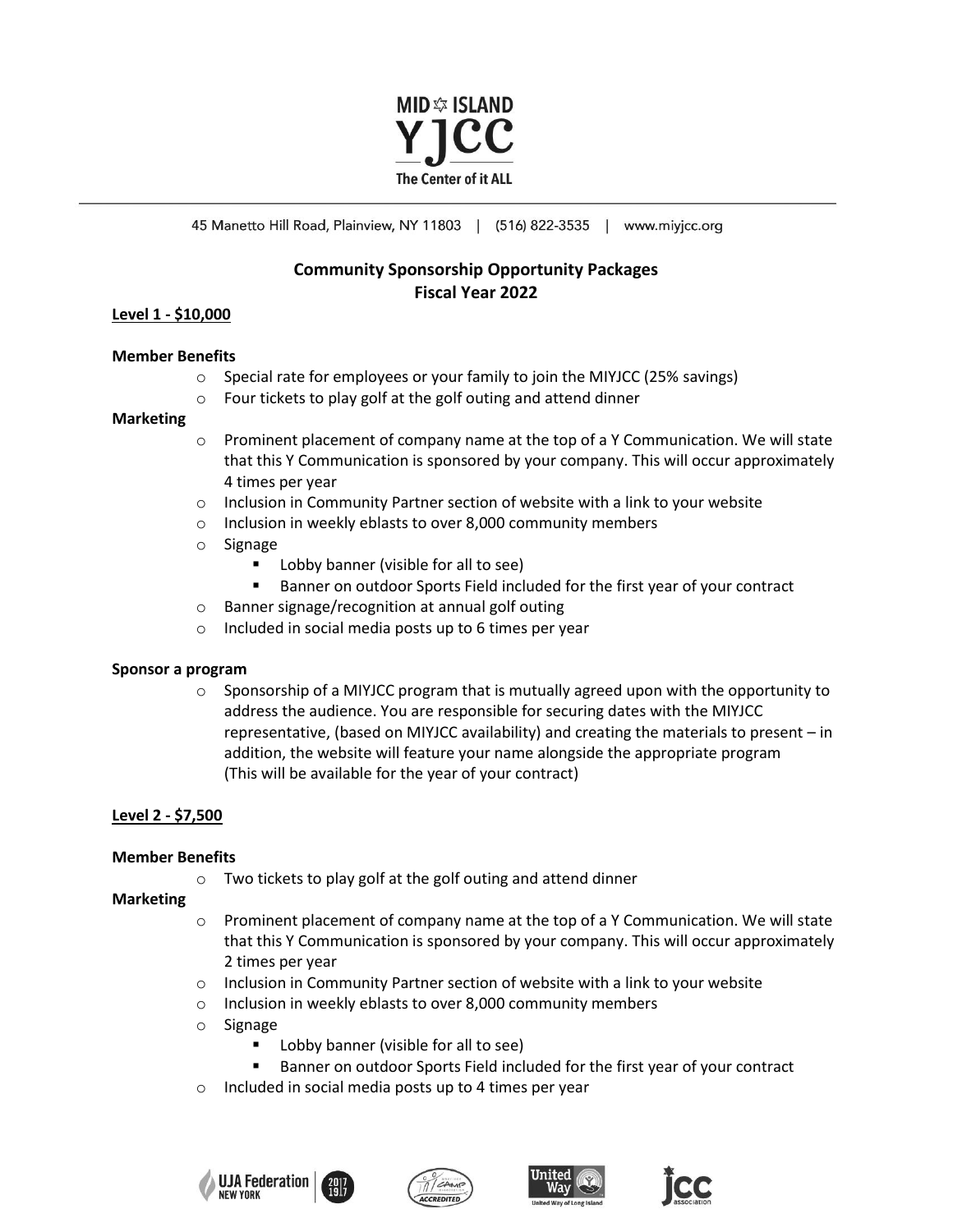MID ISLAND YJCC

The Center of it ALL

45 Manetto Hill Road, Plainview, NY 11803 | (516) 822-3535 | www.miyjcc.org

## Community Sponsorship Opportunity Packages
## Fiscal Year 2022

### Level 1 - $10,000

**Member Benefits**

- Special rate for employees or your family to join the MIYJCC (25% savings)
- Four tickets to play golf at the golf outing and attend dinner

**Marketing**

- Prominent placement of company name at the top of a Y Communication. We will state that this Y Communication is sponsored by your company. This will occur approximately 4 times per year
- Inclusion in Community Partner section of website with a link to your website
- Inclusion in weekly eblasts to over 8,000 community members
- Signage
  - Lobby banner (visible for all to see)
  - Banner on outdoor Sports Field included for the first year of your contract
- Banner signage/recognition at annual golf outing
- Included in social media posts up to 6 times per year

**Sponsor a program**

- Sponsorship of a MIYJCC program that is mutually agreed upon with the opportunity to address the audience. You are responsible for securing dates with the MIYJCC representative, (based on MIYJCC availability) and creating the materials to present – in addition, the website will feature your name alongside the appropriate program (This will be available for the year of your contract)

### Level 2 - $7,500

**Member Benefits**

- Two tickets to play golf at the golf outing and attend dinner

**Marketing**

- Prominent placement of company name at the top of a Y Communication. We will state that this Y Communication is sponsored by your company. This will occur approximately 2 times per year
- Inclusion in Community Partner section of website with a link to your website
- Inclusion in weekly eblasts to over 8,000 community members
- Signage
  - Lobby banner (visible for all to see)
  - Banner on outdoor Sports Field included for the first year of your contract
- Included in social media posts up to 4 times per year

UJA Federation New York | American Camp Association Accredited | United Way of Long Island | JCC Association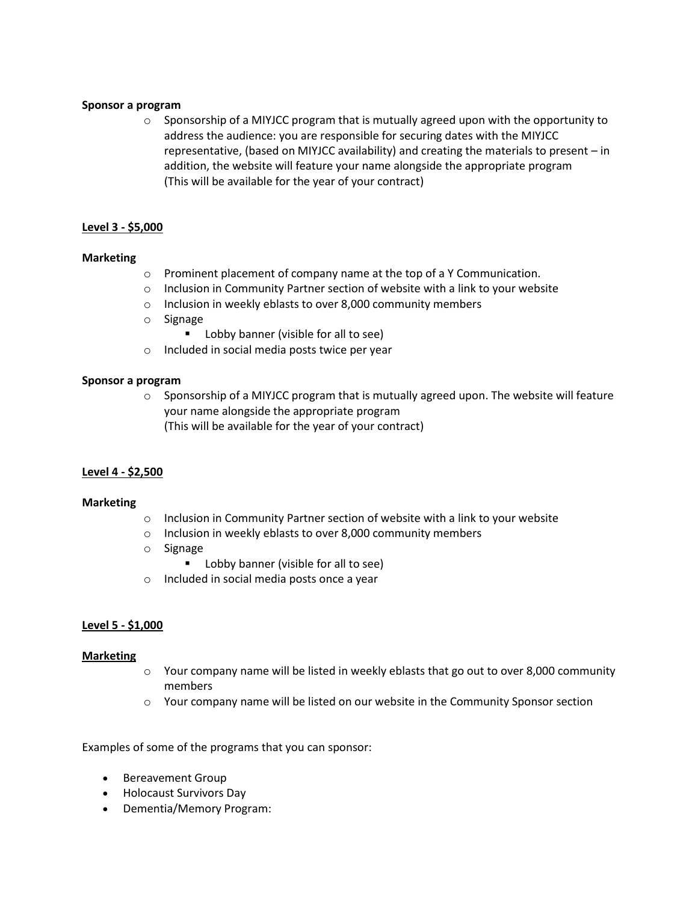**Sponsor a program**

- Sponsorship of a MIYJCC program that is mutually agreed upon with the opportunity to address the audience: you are responsible for securing dates with the MIYJCC representative, (based on MIYJCC availability) and creating the materials to present – in addition, the website will feature your name alongside the appropriate program (This will be available for the year of your contract)

## <u>Level 3 - $5,000</u>

**Marketing**

- Prominent placement of company name at the top of a Y Communication.
- Inclusion in Community Partner section of website with a link to your website
- Inclusion in weekly eblasts to over 8,000 community members
- Signage
  - Lobby banner (visible for all to see)
- Included in social media posts twice per year

**Sponsor a program**

- Sponsorship of a MIYJCC program that is mutually agreed upon. The website will feature your name alongside the appropriate program (This will be available for the year of your contract)

## <u>Level 4 - $2,500</u>

**Marketing**

- Inclusion in Community Partner section of website with a link to your website
- Inclusion in weekly eblasts to over 8,000 community members
- Signage
  - Lobby banner (visible for all to see)
- Included in social media posts once a year

## <u>Level 5 - $1,000</u>

**<u>Marketing</u>**

- Your company name will be listed in weekly eblasts that go out to over 8,000 community members
- Your company name will be listed on our website in the Community Sponsor section

Examples of some of the programs that you can sponsor:

- Bereavement Group
- Holocaust Survivors Day
- Dementia/Memory Program: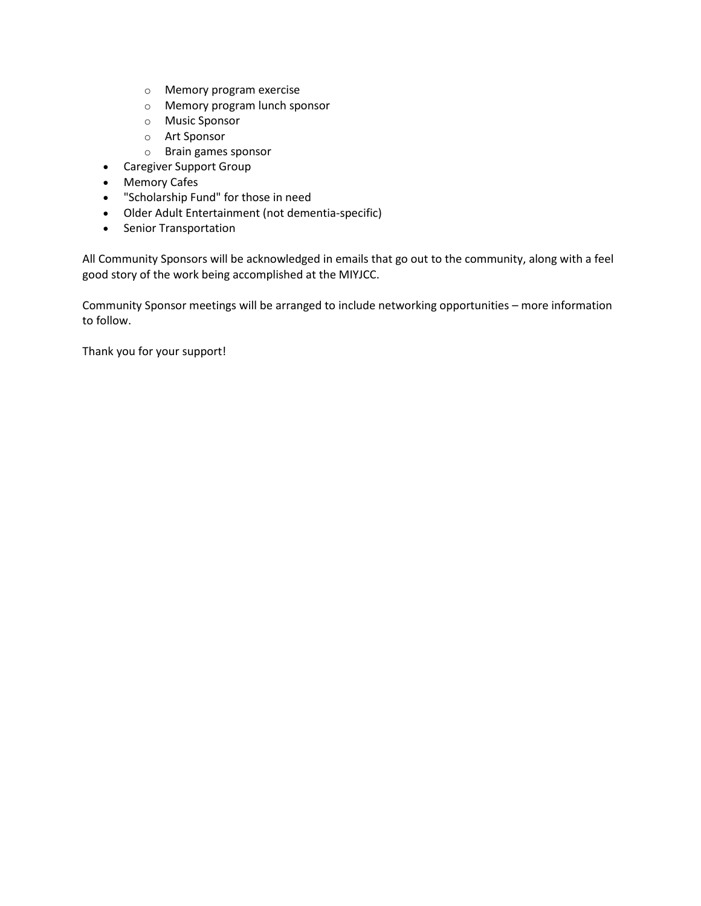- Memory program exercise
    - Memory program lunch sponsor
    - Music Sponsor
    - Art Sponsor
    - Brain games sponsor
- Caregiver Support Group
- Memory Cafes
- "Scholarship Fund" for those in need
- Older Adult Entertainment (not dementia-specific)
- Senior Transportation

All Community Sponsors will be acknowledged in emails that go out to the community, along with a feel good story of the work being accomplished at the MIYJCC.

Community Sponsor meetings will be arranged to include networking opportunities – more information to follow.

Thank you for your support!